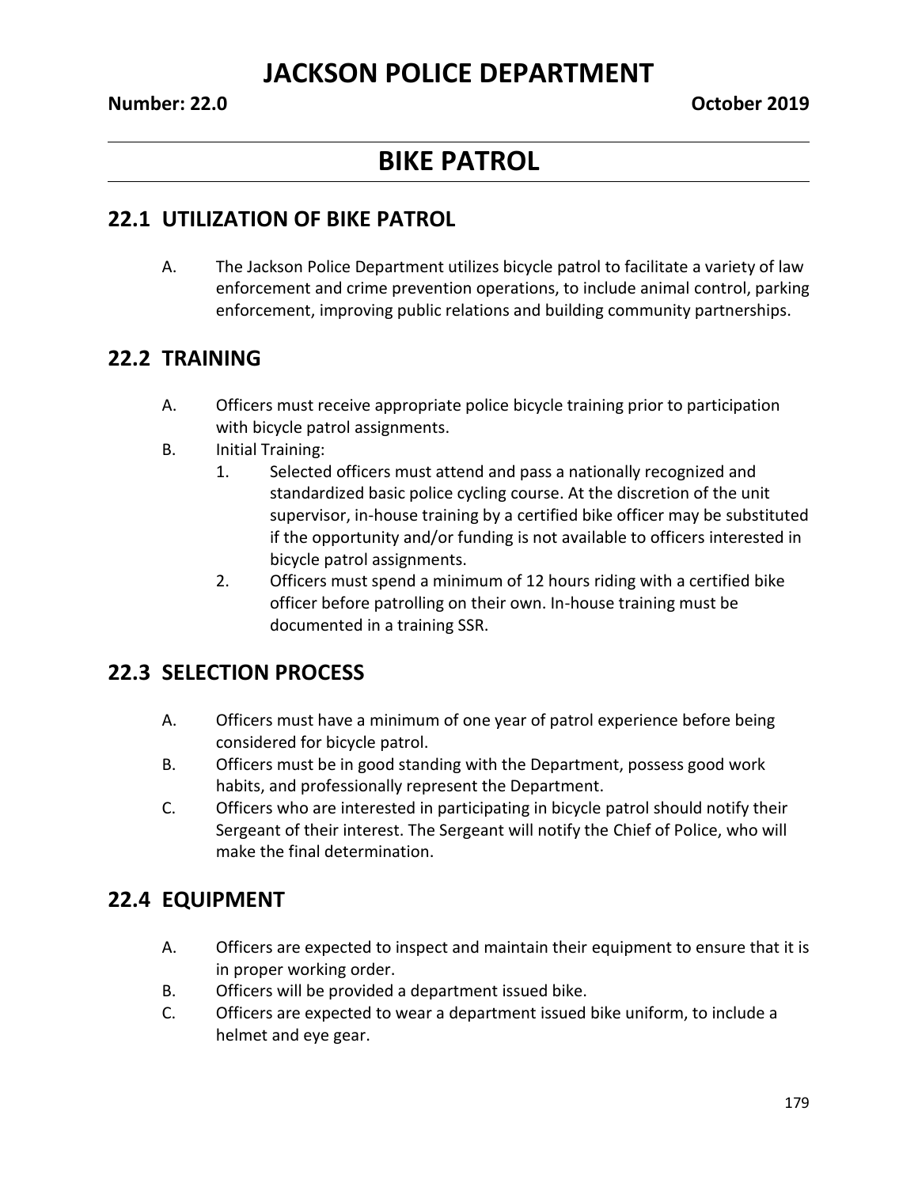# JACKSON POLICE DEPARTMENT

**Number: 22.0** **October 2019**

# BIKE PATROL

## 22.1 UTILIZATION OF BIKE PATROL

A. The Jackson Police Department utilizes bicycle patrol to facilitate a variety of law enforcement and crime prevention operations, to include animal control, parking enforcement, improving public relations and building community partnerships.

## 22.2 TRAINING

A. Officers must receive appropriate police bicycle training prior to participation with bicycle patrol assignments.

B. Initial Training:

1. Selected officers must attend and pass a nationally recognized and standardized basic police cycling course. At the discretion of the unit supervisor, in-house training by a certified bike officer may be substituted if the opportunity and/or funding is not available to officers interested in bicycle patrol assignments.
2. Officers must spend a minimum of 12 hours riding with a certified bike officer before patrolling on their own. In-house training must be documented in a training SSR.

## 22.3 SELECTION PROCESS

A. Officers must have a minimum of one year of patrol experience before being considered for bicycle patrol.

B. Officers must be in good standing with the Department, possess good work habits, and professionally represent the Department.

C. Officers who are interested in participating in bicycle patrol should notify their Sergeant of their interest. The Sergeant will notify the Chief of Police, who will make the final determination.

## 22.4 EQUIPMENT

A. Officers are expected to inspect and maintain their equipment to ensure that it is in proper working order.

B. Officers will be provided a department issued bike.

C. Officers are expected to wear a department issued bike uniform, to include a helmet and eye gear.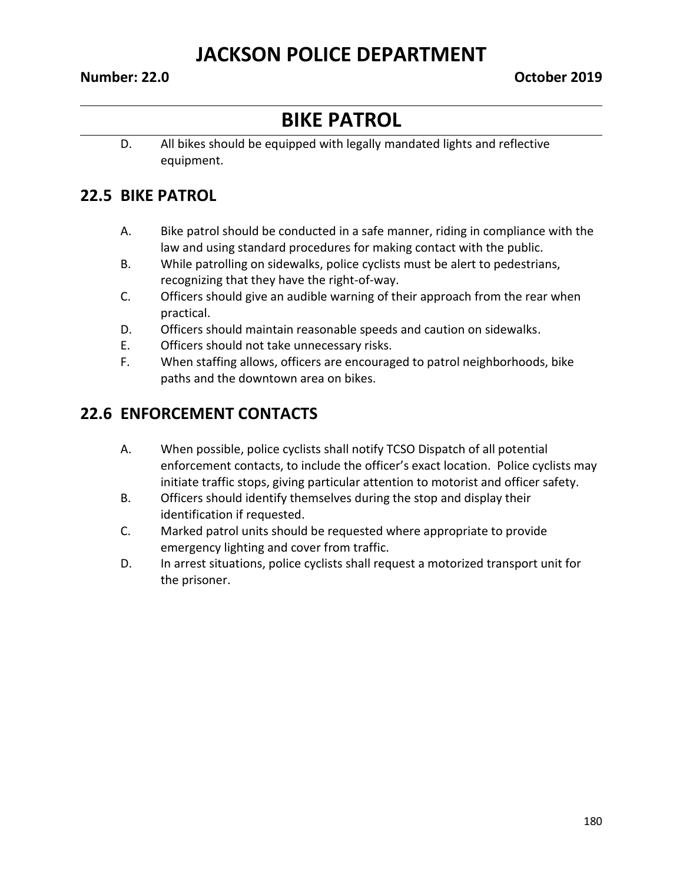D. All bikes should be equipped with legally mandated lights and reflective equipment.

## 22.5 BIKE PATROL

A. Bike patrol should be conducted in a safe manner, riding in compliance with the law and using standard procedures for making contact with the public.
B. While patrolling on sidewalks, police cyclists must be alert to pedestrians, recognizing that they have the right-of-way.
C. Officers should give an audible warning of their approach from the rear when practical.
D. Officers should maintain reasonable speeds and caution on sidewalks.
E. Officers should not take unnecessary risks.
F. When staffing allows, officers are encouraged to patrol neighborhoods, bike paths and the downtown area on bikes.

## 22.6 ENFORCEMENT CONTACTS

A. When possible, police cyclists shall notify TCSO Dispatch of all potential enforcement contacts, to include the officer's exact location. Police cyclists may initiate traffic stops, giving particular attention to motorist and officer safety.
B. Officers should identify themselves during the stop and display their identification if requested.
C. Marked patrol units should be requested where appropriate to provide emergency lighting and cover from traffic.
D. In arrest situations, police cyclists shall request a motorized transport unit for the prisoner.